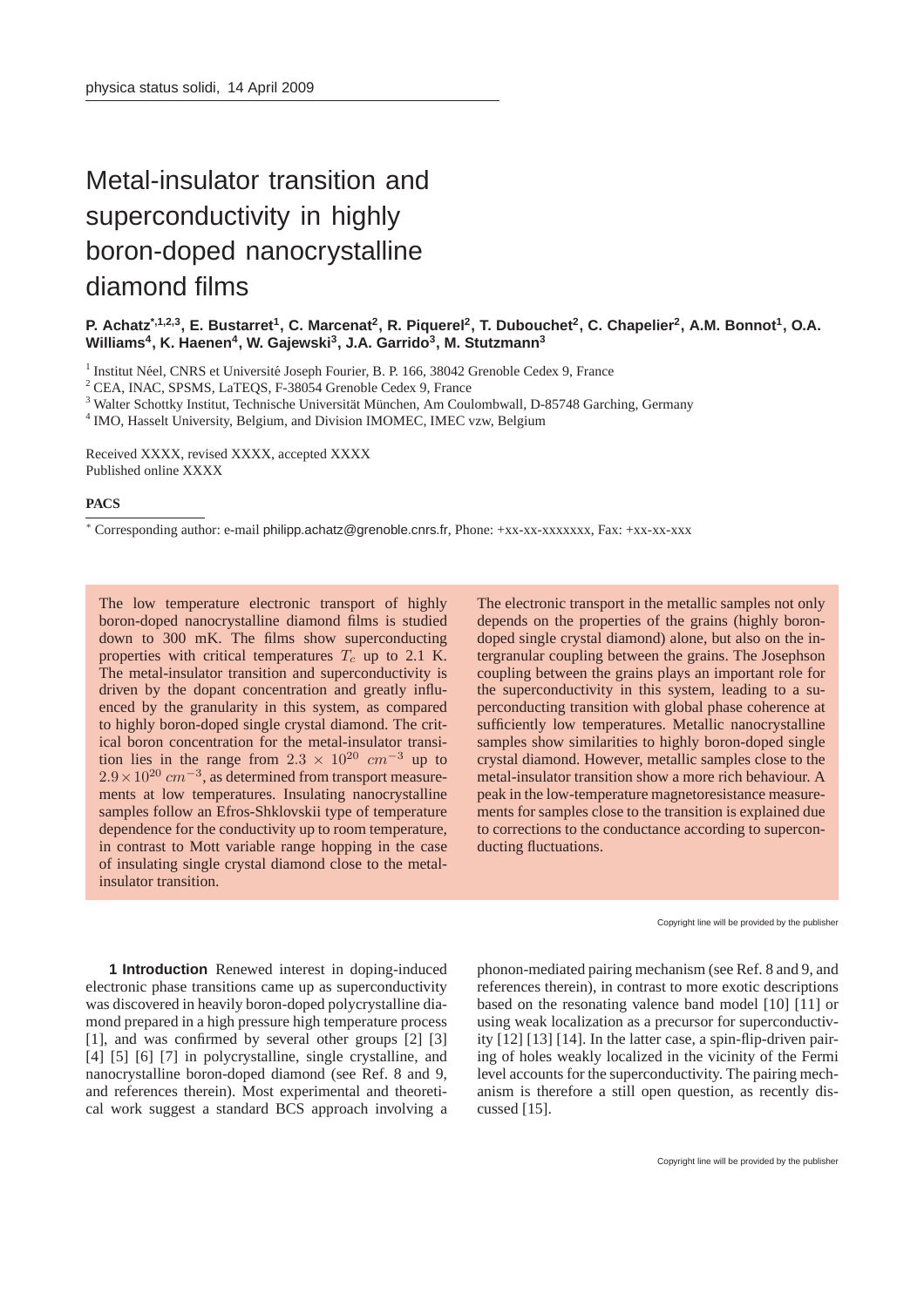# Metal-insulator transition and superconductivity in highly boron-doped nanocrystalline diamond films

**P. Achatz[*,1,2,3], E. Bustarret[1], C. Marcenat[2], R. Piquerel[2], T. Dubouchet[2], C. Chapelier[2], A.M. Bonnot[1], O.A. Williams[4], K. Haenen[4], W. Gajewski[3], J.A. Garrido[3], M. Stutzmann[3]**

[1] Institut Néel, CNRS et Université Joseph Fourier, B. P. 166, 38042 Grenoble Cedex 9, France
[2] CEA, INAC, SPSMS, LaTEQS, F-38054 Grenoble Cedex 9, France
[3] Walter Schottky Institut, Technische Universität München, Am Coulombwall, D-85748 Garching, Germany
[4] IMO, Hasselt University, Belgium, and Division IMOMEC, IMEC vzw, Belgium

Received XXXX, revised XXXX, accepted XXXX
Published online XXXX

**PACS**

[*] Corresponding author: e-mail philipp.achatz@grenoble.cnrs.fr, Phone: +xx-xx-xxxxxxx, Fax: +xx-xx-xxx

The low temperature electronic transport of highly boron-doped nanocrystalline diamond films is studied down to 300 mK. The films show superconducting properties with critical temperatures $T_c$ up to 2.1 K. The metal-insulator transition and superconductivity is driven by the dopant concentration and greatly influenced by the granularity in this system, as compared to highly boron-doped single crystal diamond. The critical boron concentration for the metal-insulator transition lies in the range from $2.3 \times 10^{20}$ $cm^{-3}$ up to $2.9 \times 10^{20}$ $cm^{-3}$, as determined from transport measurements at low temperatures. Insulating nanocrystalline samples follow an Efros-Shklovskii type of temperature dependence for the conductivity up to room temperature, in contrast to Mott variable range hopping in the case of insulating single crystal diamond close to the metal-insulator transition. The electronic transport in the metallic samples not only depends on the properties of the grains (highly boron-doped single crystal diamond) alone, but also on the intergranular coupling between the grains. The Josephson coupling between the grains plays an important role for the superconductivity in this system, leading to a superconducting transition with global phase coherence at sufficiently low temperatures. Metallic nanocrystalline samples show similarities to highly boron-doped single crystal diamond. However, metallic samples close to the metal-insulator transition show a more rich behaviour. A peak in the low-temperature magnetoresistance measurements for samples close to the transition is explained due to corrections to the conductance according to superconducting fluctuations.

**1 Introduction** Renewed interest in doping-induced electronic phase transitions came up as superconductivity was discovered in heavily boron-doped polycrystalline diamond prepared in a high pressure high temperature process [1], and was confirmed by several other groups [2] [3] [4] [5] [6] [7] in polycrystalline, single crystalline, and nanocrystalline boron-doped diamond (see Ref. 8 and 9, and references therein). Most experimental and theoretical work suggest a standard BCS approach involving a phonon-mediated pairing mechanism (see Ref. 8 and 9, and references therein), in contrast to more exotic descriptions based on the resonating valence band model [10] [11] or using weak localization as a precursor for superconductivity [12] [13] [14]. In the latter case, a spin-flip-driven pairing of holes weakly localized in the vicinity of the Fermi level accounts for the superconductivity. The pairing mechanism is therefore a still open question, as recently discussed [15].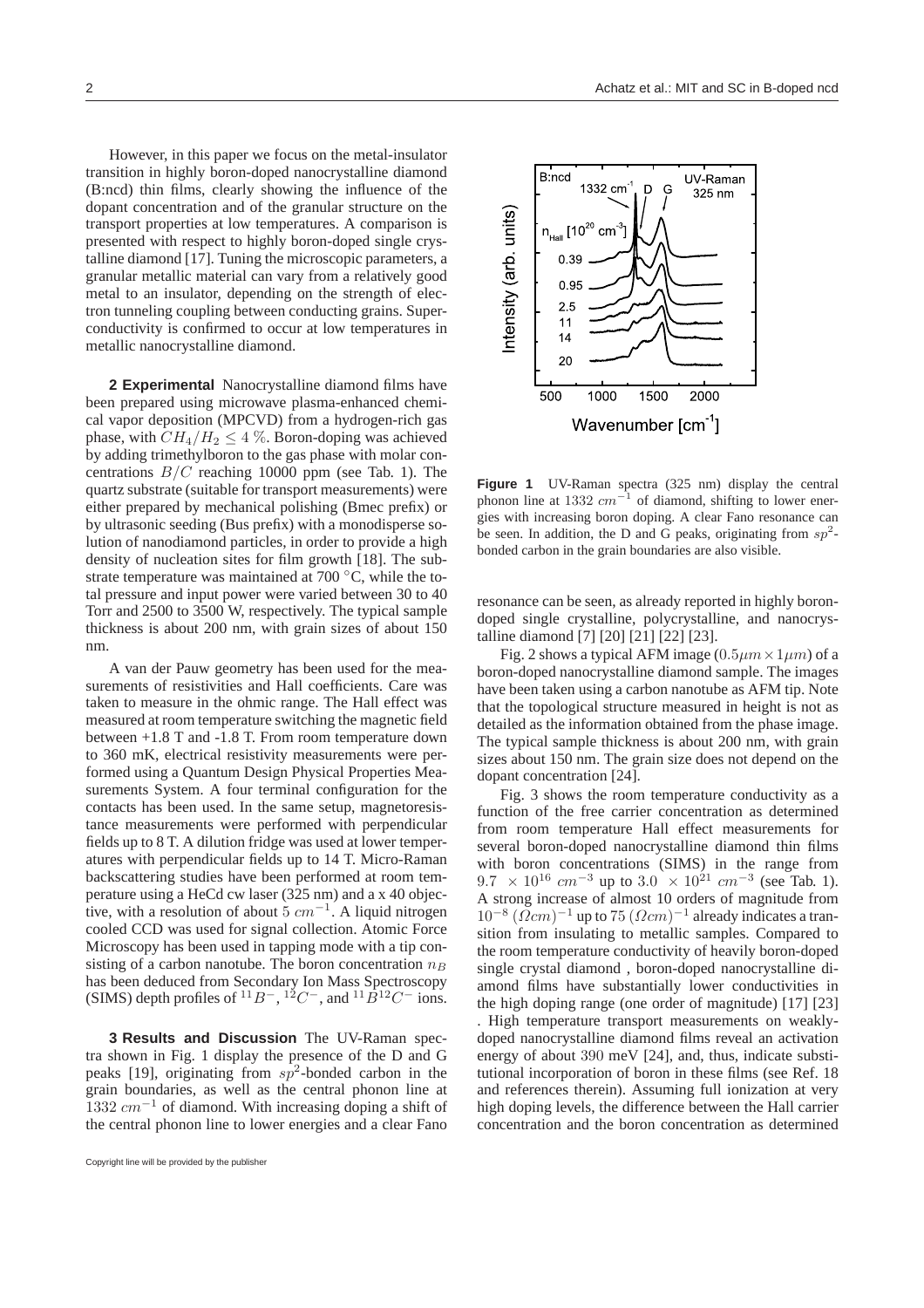However, in this paper we focus on the metal-insulator transition in highly boron-doped nanocrystalline diamond (B:ncd) thin films, clearly showing the influence of the dopant concentration and of the granular structure on the transport properties at low temperatures. A comparison is presented with respect to highly boron-doped single crystalline diamond [17]. Tuning the microscopic parameters, a granular metallic material can vary from a relatively good metal to an insulator, depending on the strength of electron tunneling coupling between conducting grains. Superconductivity is confirmed to occur at low temperatures in metallic nanocrystalline diamond.

**2 Experimental** Nanocrystalline diamond films have been prepared using microwave plasma-enhanced chemical vapor deposition (MPCVD) from a hydrogen-rich gas phase, with $CH_4/H_2 \leq 4$ %. Boron-doping was achieved by adding trimethylboron to the gas phase with molar concentrations $B/C$ reaching 10000 ppm (see Tab. 1). The quartz substrate (suitable for transport measurements) were either prepared by mechanical polishing (Bmec prefix) or by ultrasonic seeding (Bus prefix) with a monodisperse solution of nanodiamond particles, in order to provide a high density of nucleation sites for film growth [18]. The substrate temperature was maintained at 700 °C, while the total pressure and input power were varied between 30 to 40 Torr and 2500 to 3500 W, respectively. The typical sample thickness is about 200 nm, with grain sizes of about 150 nm.

A van der Pauw geometry has been used for the measurements of resistivities and Hall coefficients. Care was taken to measure in the ohmic range. The Hall effect was measured at room temperature switching the magnetic field between +1.8 T and -1.8 T. From room temperature down to 360 mK, electrical resistivity measurements were performed using a Quantum Design Physical Properties Measurements System. A four terminal configuration for the contacts has been used. In the same setup, magnetoresistance measurements were performed with perpendicular fields up to 8 T. A dilution fridge was used at lower temperatures with perpendicular fields up to 14 T. Micro-Raman backscattering studies have been performed at room temperature using a HeCd cw laser (325 nm) and a x 40 objective, with a resolution of about 5 $cm^{-1}$. A liquid nitrogen cooled CCD was used for signal collection. Atomic Force Microscopy has been used in tapping mode with a tip consisting of a carbon nanotube. The boron concentration $n_B$ has been deduced from Secondary Ion Mass Spectroscopy (SIMS) depth profiles of $^{11}B^-$, $^{12}C^-$, and $^{11}B^{12}C^-$ ions.

**3 Results and Discussion** The UV-Raman spectra shown in Fig. 1 display the presence of the D and G peaks [19], originating from $sp^2$-bonded carbon in the grain boundaries, as well as the central phonon line at 1332 $cm^{-1}$ of diamond. With increasing doping a shift of the central phonon line to lower energies and a clear Fano resonance can be seen, as already reported in highly boron-doped single crystalline, polycrystalline, and nanocrystalline diamond [7] [20] [21] [22] [23].

**Figure 1** UV-Raman spectra (325 nm) display the central phonon line at 1332 $cm^{-1}$ of diamond, shifting to lower energies with increasing boron doping. A clear Fano resonance can be seen. In addition, the D and G peaks, originating from $sp^2$-bonded carbon in the grain boundaries are also visible.

Fig. 2 shows a typical AFM image ($0.5\mu m \times 1\mu m$) of a boron-doped nanocrystalline diamond sample. The images have been taken using a carbon nanotube as AFM tip. Note that the topological structure measured in height is not as detailed as the information obtained from the phase image. The typical sample thickness is about 200 nm, with grain sizes about 150 nm. The grain size does not depend on the dopant concentration [24].

Fig. 3 shows the room temperature conductivity as a function of the free carrier concentration as determined from room temperature Hall effect measurements for several boron-doped nanocrystalline diamond thin films with boron concentrations (SIMS) in the range from $9.7 \times 10^{16}$ $cm^{-3}$ up to $3.0 \times 10^{21}$ $cm^{-3}$ (see Tab. 1). A strong increase of almost 10 orders of magnitude from $10^{-8}$ $(\Omega cm)^{-1}$ up to 75 $(\Omega cm)^{-1}$ already indicates a transition from insulating to metallic samples. Compared to the room temperature conductivity of heavily boron-doped single crystal diamond , boron-doped nanocrystalline diamond films have substantially lower conductivities in the high doping range (one order of magnitude) [17] [23]. High temperature transport measurements on weakly-doped nanocrystalline diamond films reveal an activation energy of about 390 meV [24], and, thus, indicate substitutional incorporation of boron in these films (see Ref. 18 and references therein). Assuming full ionization at very high doping levels, the difference between the Hall carrier concentration and the boron concentration as determined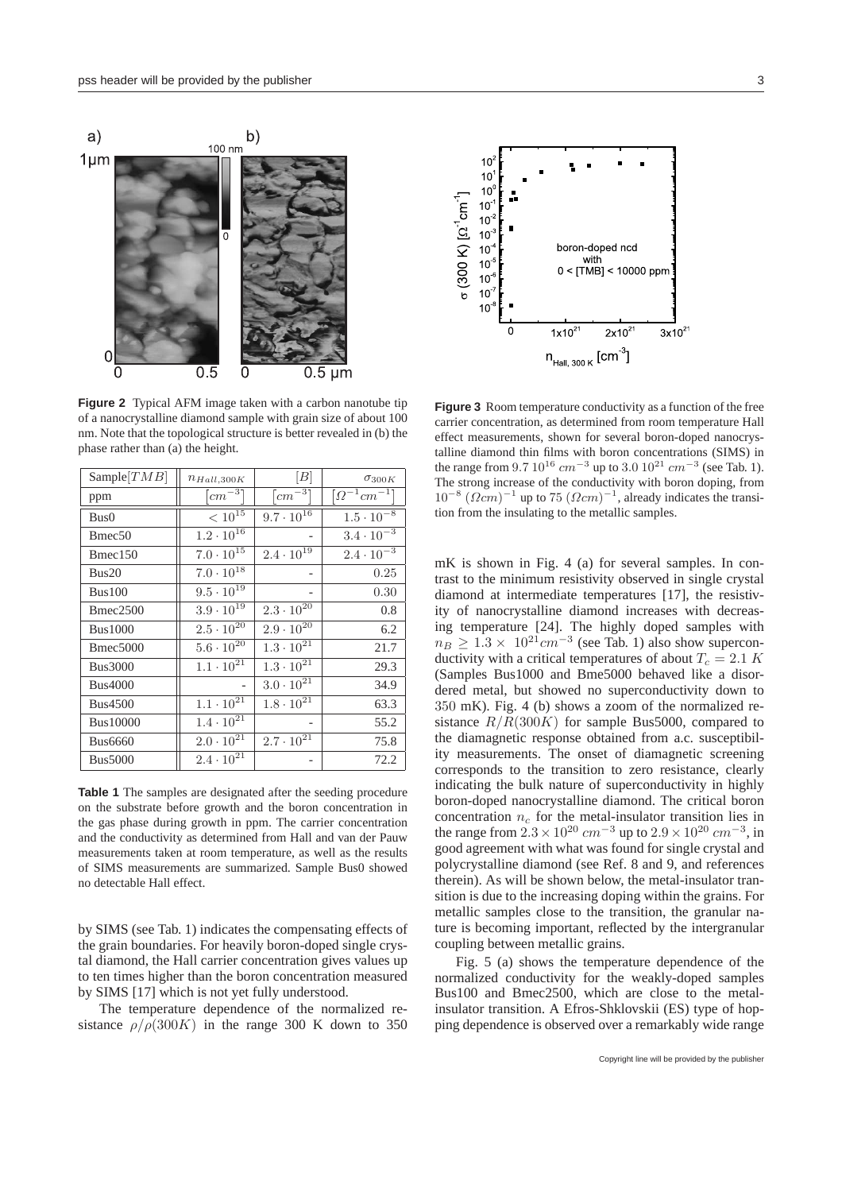**Figure 2** Typical AFM image taken with a carbon nanotube tip of a nanocrystalline diamond sample with grain size of about 100 nm. Note that the topological structure is better revealed in (b) the phase rather than (a) the height.

**Figure 3** Room temperature conductivity as a function of the free carrier concentration, as determined from room temperature Hall effect measurements, shown for several boron-doped nanocrystalline diamond thin films with boron concentrations (SIMS) in the range from $9.7\ 10^{16}\ cm^{-3}$ up to $3.0\ 10^{21}\ cm^{-3}$ (see Tab. 1). The strong increase of the conductivity with boron doping, from $10^{-8}\ (\Omega cm)^{-1}$ up to $75\ (\Omega cm)^{-1}$, already indicates the transition from the insulating to the metallic samples.

| Sample$[TMB]$ | $n_{Hall,300K}$ | $[B]$ | $\sigma_{300K}$ |
|---|---|---|---|
| ppm | $[cm^{-3}]$ | $[cm^{-3}]$ | $[\Omega^{-1}cm^{-1}]$ |
| Bus0 | $< 10^{15}$ | $9.7 \cdot 10^{16}$ | $1.5 \cdot 10^{-8}$ |
| Bmec50 | $1.2 \cdot 10^{16}$ | - | $3.4 \cdot 10^{-3}$ |
| Bmec150 | $7.0 \cdot 10^{15}$ | $2.4 \cdot 10^{19}$ | $2.4 \cdot 10^{-3}$ |
| Bus20 | $7.0 \cdot 10^{18}$ | - | 0.25 |
| Bus100 | $9.5 \cdot 10^{19}$ | - | 0.30 |
| Bmec2500 | $3.9 \cdot 10^{19}$ | $2.3 \cdot 10^{20}$ | 0.8 |
| Bus1000 | $2.5 \cdot 10^{20}$ | $2.9 \cdot 10^{20}$ | 6.2 |
| Bmec5000 | $5.6 \cdot 10^{20}$ | $1.3 \cdot 10^{21}$ | 21.7 |
| Bus3000 | $1.1 \cdot 10^{21}$ | $1.3 \cdot 10^{21}$ | 29.3 |
| Bus4000 | - | $3.0 \cdot 10^{21}$ | 34.9 |
| Bus4500 | $1.1 \cdot 10^{21}$ | $1.8 \cdot 10^{21}$ | 63.3 |
| Bus10000 | $1.4 \cdot 10^{21}$ | - | 55.2 |
| Bus6660 | $2.0 \cdot 10^{21}$ | $2.7 \cdot 10^{21}$ | 75.8 |
| Bus5000 | $2.4 \cdot 10^{21}$ | - | 72.2 |

**Table 1** The samples are designated after the seeding procedure on the substrate before growth and the boron concentration in the gas phase during growth in ppm. The carrier concentration and the conductivity as determined from Hall and van der Pauw measurements taken at room temperature, as well as the results of SIMS measurements are summarized. Sample Bus0 showed no detectable Hall effect.

by SIMS (see Tab. 1) indicates the compensating effects of the grain boundaries. For heavily boron-doped single crystal diamond, the Hall carrier concentration gives values up to ten times higher than the boron concentration measured by SIMS [17] which is not yet fully understood.

The temperature dependence of the normalized resistance $\rho/\rho(300K)$ in the range 300 K down to 350 mK is shown in Fig. 4 (a) for several samples. In contrast to the minimum resistivity observed in single crystal diamond at intermediate temperatures [17], the resistivity of nanocrystalline diamond increases with decreasing temperature [24]. The highly doped samples with $n_B \geq 1.3 \times 10^{21} cm^{-3}$ (see Tab. 1) also show superconductivity with a critical temperatures of about $T_c = 2.1\ K$ (Samples Bus1000 and Bme5000 behaved like a disordered metal, but showed no superconductivity down to 350 mK). Fig. 4 (b) shows a zoom of the normalized resistance $R/R(300K)$ for sample Bus5000, compared to the diamagnetic response obtained from a.c. susceptibility measurements. The onset of diamagnetic screening corresponds to the transition to zero resistance, clearly indicating the bulk nature of superconductivity in highly boron-doped nanocrystalline diamond. The critical boron concentration $n_c$ for the metal-insulator transition lies in the range from $2.3 \times 10^{20}\ cm^{-3}$ up to $2.9 \times 10^{20}\ cm^{-3}$, in good agreement with what was found for single crystal and polycrystalline diamond (see Ref. 8 and 9, and references therein). As will be shown below, the metal-insulator transition is due to the increasing doping within the grains. For metallic samples close to the transition, the granular nature is becoming important, reflected by the intergranular coupling between metallic grains.

Fig. 5 (a) shows the temperature dependence of the normalized conductivity for the weakly-doped samples Bus100 and Bmec2500, which are close to the metal-insulator transition. A Efros-Shklovskii (ES) type of hopping dependence is observed over a remarkably wide range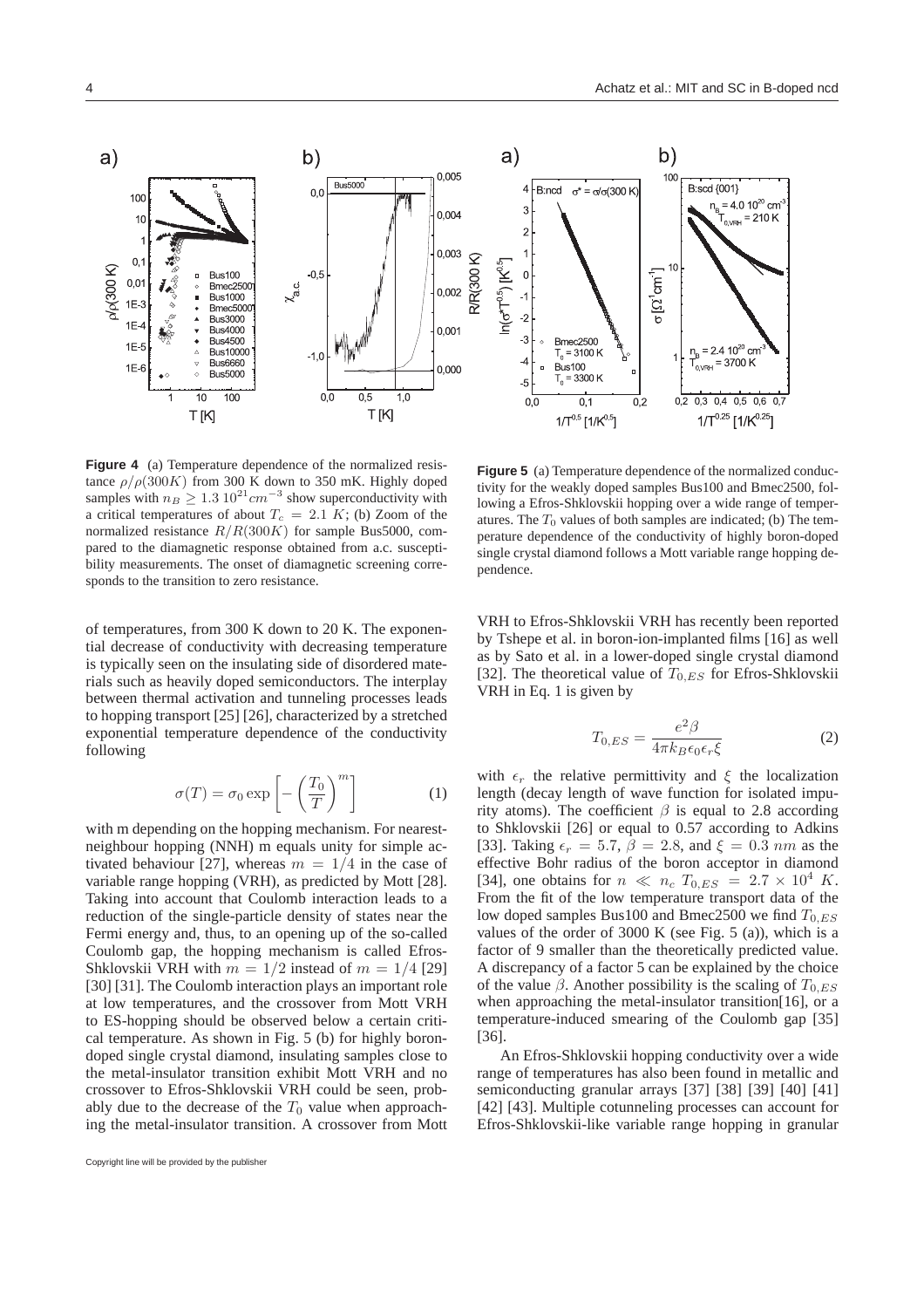**Figure 4** (a) Temperature dependence of the normalized resistance $\rho/\rho(300K)$ from 300 K down to 350 mK. Highly doped samples with $n_B \geq 1.3\ 10^{21} cm^{-3}$ show superconductivity with a critical temperatures of about $T_c = 2.1\ K$; (b) Zoom of the normalized resistance $R/R(300K)$ for sample Bus5000, compared to the diamagnetic response obtained from a.c. susceptibility measurements. The onset of diamagnetic screening corresponds to the transition to zero resistance.

**Figure 5** (a) Temperature dependence of the normalized conductivity for the weakly doped samples Bus100 and Bmec2500, following a Efros-Shklovskii hopping over a wide range of temperatures. The $T_0$ values of both samples are indicated; (b) The temperature dependence of the conductivity of highly boron-doped single crystal diamond follows a Mott variable range hopping dependence.

of temperatures, from 300 K down to 20 K. The exponential decrease of conductivity with decreasing temperature is typically seen on the insulating side of disordered materials such as heavily doped semiconductors. The interplay between thermal activation and tunneling processes leads to hopping transport [25] [26], characterized by a stretched exponential temperature dependence of the conductivity following

$$\sigma(T) = \sigma_0 \exp\left[-\left(\frac{T_0}{T}\right)^m\right] \tag{1}$$

with m depending on the hopping mechanism. For nearest-neighbour hopping (NNH) m equals unity for simple activated behaviour [27], whereas $m = 1/4$ in the case of variable range hopping (VRH), as predicted by Mott [28]. Taking into account that Coulomb interaction leads to a reduction of the single-particle density of states near the Fermi energy and, thus, to an opening up of the so-called Coulomb gap, the hopping mechanism is called Efros-Shklovskii VRH with $m = 1/2$ instead of $m = 1/4$ [29] [30] [31]. The Coulomb interaction plays an important role at low temperatures, and the crossover from Mott VRH to ES-hopping should be observed below a certain critical temperature. As shown in Fig. 5 (b) for highly boron-doped single crystal diamond, insulating samples close to the metal-insulator transition exhibit Mott VRH and no crossover to Efros-Shklovskii VRH could be seen, probably due to the decrease of the $T_0$ value when approaching the metal-insulator transition. A crossover from Mott VRH to Efros-Shklovskii VRH has recently been reported by Tshepe et al. in boron-ion-implanted films [16] as well as by Sato et al. in a lower-doped single crystal diamond [32]. The theoretical value of $T_{0,ES}$ for Efros-Shklovskii VRH in Eq. 1 is given by

$$T_{0,ES} = \frac{e^2 \beta}{4\pi k_B \epsilon_0 \epsilon_r \xi} \tag{2}$$

with $\epsilon_r$ the relative permittivity and $\xi$ the localization length (decay length of wave function for isolated impurity atoms). The coefficient $\beta$ is equal to 2.8 according to Shklovskii [26] or equal to 0.57 according to Adkins [33]. Taking $\epsilon_r = 5.7$, $\beta = 2.8$, and $\xi = 0.3\ nm$ as the effective Bohr radius of the boron acceptor in diamond [34], one obtains for $n \ll n_c$ $T_{0,ES} = 2.7 \times 10^4\ K$. From the fit of the low temperature transport data of the low doped samples Bus100 and Bmec2500 we find $T_{0,ES}$ values of the order of 3000 K (see Fig. 5 (a)), which is a factor of 9 smaller than the theoretically predicted value. A discrepancy of a factor 5 can be explained by the choice of the value $\beta$. Another possibility is the scaling of $T_{0,ES}$ when approaching the metal-insulator transition[16], or a temperature-induced smearing of the Coulomb gap [35] [36].

An Efros-Shklovskii hopping conductivity over a wide range of temperatures has also been found in metallic and semiconducting granular arrays [37] [38] [39] [40] [41] [42] [43]. Multiple cotunneling processes can account for Efros-Shklovskii-like variable range hopping in granular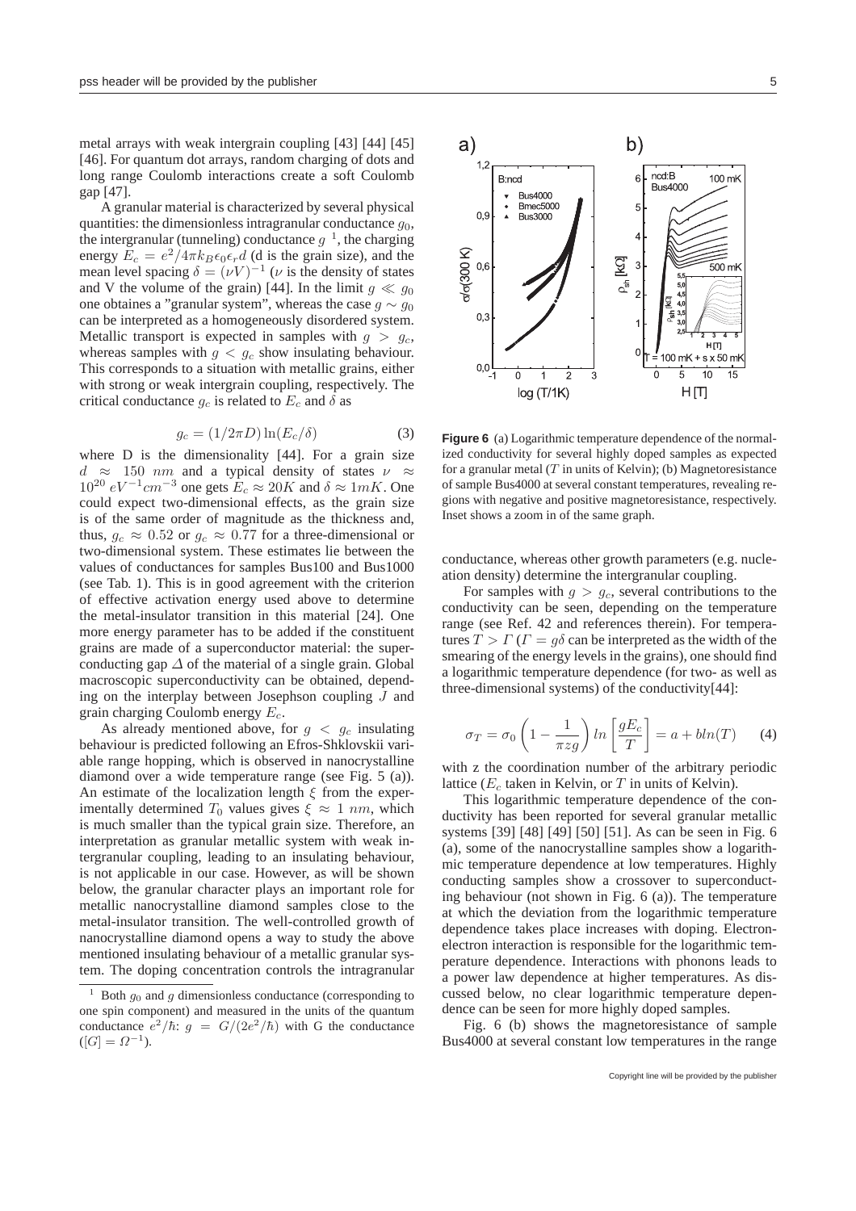metal arrays with weak intergrain coupling [43] [44] [45] [46]. For quantum dot arrays, random charging of dots and long range Coulomb interactions create a soft Coulomb gap [47].

A granular material is characterized by several physical quantities: the dimensionless intragranular conductance $g_0$, the intergranular (tunneling) conductance $g$ [1], the charging energy $E_c = e^2/4\pi k_B \epsilon_0 \epsilon_r d$ (d is the grain size), and the mean level spacing $\delta = (\nu V)^{-1}$ ($\nu$ is the density of states and V the volume of the grain) [44]. In the limit $g \ll g_0$ one obtaines a "granular system", whereas the case $g \sim g_0$ can be interpreted as a homogeneously disordered system. Metallic transport is expected in samples with $g > g_c$, whereas samples with $g < g_c$ show insulating behaviour. This corresponds to a situation with metallic grains, either with strong or weak intergrain coupling, respectively. The critical conductance $g_c$ is related to $E_c$ and $\delta$ as

$$g_c = (1/2\pi D)\ln(E_c/\delta) \tag{3}$$

where D is the dimensionality [44]. For a grain size $d \approx 150\ nm$ and a typical density of states $\nu \approx 10^{20}\ eV^{-1}cm^{-3}$ one gets $E_c \approx 20K$ and $\delta \approx 1mK$. One could expect two-dimensional effects, as the grain size is of the same order of magnitude as the thickness and, thus, $g_c \approx 0.52$ or $g_c \approx 0.77$ for a three-dimensional or two-dimensional system. These estimates lie between the values of conductances for samples Bus100 and Bus1000 (see Tab. 1). This is in good agreement with the criterion of effective activation energy used above to determine the metal-insulator transition in this material [24]. One more energy parameter has to be added if the constituent grains are made of a superconductor material: the superconducting gap $\Delta$ of the material of a single grain. Global macroscopic superconductivity can be obtained, depending on the interplay between Josephson coupling $J$ and grain charging Coulomb energy $E_c$.

As already mentioned above, for $g < g_c$ insulating behaviour is predicted following an Efros-Shklovskii variable range hopping, which is observed in nanocrystalline diamond over a wide temperature range (see Fig. 5 (a)). An estimate of the localization length $\xi$ from the experimentally determined $T_0$ values gives $\xi \approx 1\ nm$, which is much smaller than the typical grain size. Therefore, an interpretation as granular metallic system with weak intergranular coupling, leading to an insulating behaviour, is not applicable in our case. However, as will be shown below, the granular character plays an important role for metallic nanocrystalline diamond samples close to the metal-insulator transition. The well-controlled growth of nanocrystalline diamond opens a way to study the above mentioned insulating behaviour of a metallic granular system. The doping concentration controls the intragranular conductance, whereas other growth parameters (e.g. nucleation density) determine the intergranular coupling.

[1] Both $g_0$ and $g$ dimensionless conductance (corresponding to one spin component) and measured in the units of the quantum conductance $e^2/\hbar$: $g = G/(2e^2/\hbar)$ with G the conductance ($[G] = \Omega^{-1}$).

**Figure 6** (a) Logarithmic temperature dependence of the normalized conductivity for several highly doped samples as expected for a granular metal ($T$ in units of Kelvin); (b) Magnetoresistance of sample Bus4000 at several constant temperatures, revealing regions with negative and positive magnetoresistance, respectively. Inset shows a zoom in of the same graph.

For samples with $g > g_c$, several contributions to the conductivity can be seen, depending on the temperature range (see Ref. 42 and references therein). For temperatures $T > \Gamma$ ($\Gamma = g\delta$ can be interpreted as the width of the smearing of the energy levels in the grains), one should find a logarithmic temperature dependence (for two- as well as three-dimensional systems) of the conductivity[44]:

$$\sigma_T = \sigma_0 \left(1 - \frac{1}{\pi z g}\right) ln\left[\frac{gE_c}{T}\right] = a + bln(T) \tag{4}$$

with z the coordination number of the arbitrary periodic lattice ($E_c$ taken in Kelvin, or $T$ in units of Kelvin).

This logarithmic temperature dependence of the conductivity has been reported for several granular metallic systems [39] [48] [49] [50] [51]. As can be seen in Fig. 6 (a), some of the nanocrystalline samples show a logarithmic temperature dependence at low temperatures. Highly conducting samples show a crossover to superconducting behaviour (not shown in Fig. 6 (a)). The temperature at which the deviation from the logarithmic temperature dependence takes place increases with doping. Electron-electron interaction is responsible for the logarithmic temperature dependence. Interactions with phonons leads to a power law dependence at higher temperatures. As discussed below, no clear logarithmic temperature dependence can be seen for more highly doped samples.

Fig. 6 (b) shows the magnetoresistance of sample Bus4000 at several constant low temperatures in the range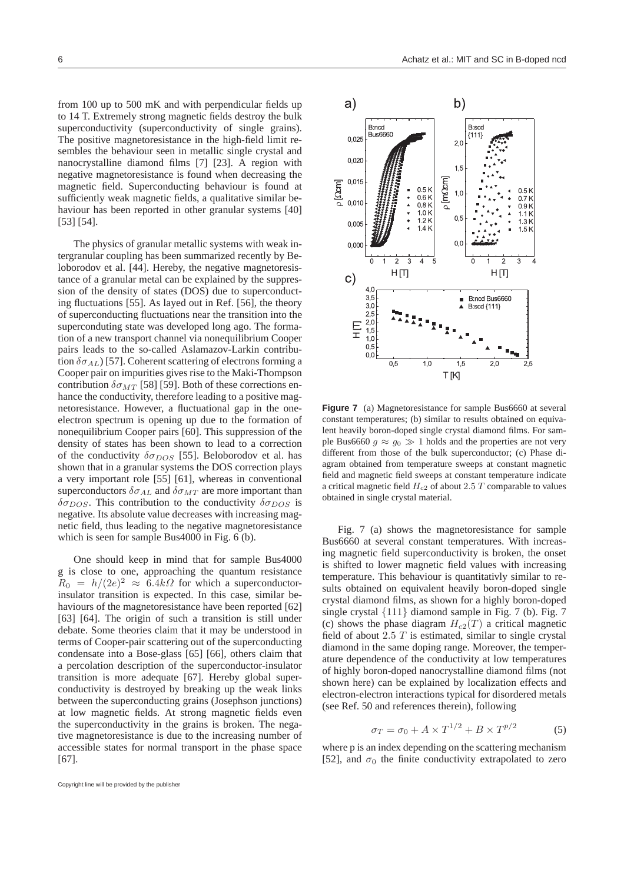from 100 up to 500 mK and with perpendicular fields up to 14 T. Extremely strong magnetic fields destroy the bulk superconductivity (superconductivity of single grains). The positive magnetoresistance in the high-field limit resembles the behaviour seen in metallic single crystal and nanocrystalline diamond films [7] [23]. A region with negative magnetoresistance is found when decreasing the magnetic field. Superconducting behaviour is found at sufficiently weak magnetic fields, a qualitative similar behaviour has been reported in other granular systems [40] [53] [54].

The physics of granular metallic systems with weak intergranular coupling has been summarized recently by Beloborodov et al. [44]. Hereby, the negative magnetoresistance of a granular metal can be explained by the suppression of the density of states (DOS) due to superconducting fluctuations [55]. As layed out in Ref. [56], the theory of superconducting fluctuations near the transition into the superconduting state was developed long ago. The formation of a new transport channel via nonequilibrium Cooper pairs leads to the so-called Aslamazov-Larkin contribution $\delta\sigma_{AL}$) [57]. Coherent scattering of electrons forming a Cooper pair on impurities gives rise to the Maki-Thompson contribution $\delta\sigma_{MT}$ [58] [59]. Both of these corrections enhance the conductivity, therefore leading to a positive magnetoresistance. However, a fluctuational gap in the one-electron spectrum is opening up due to the formation of nonequilibrium Cooper pairs [60]. This suppression of the density of states has been shown to lead to a correction of the conductivity $\delta\sigma_{DOS}$ [55]. Beloborodov et al. has shown that in a granular systems the DOS correction plays a very important role [55] [61], whereas in conventional superconductors $\delta\sigma_{AL}$ and $\delta\sigma_{MT}$ are more important than $\delta\sigma_{DOS}$. This contribution to the conductivity $\delta\sigma_{DOS}$ is negative. Its absolute value decreases with increasing magnetic field, thus leading to the negative magnetoresistance which is seen for sample Bus4000 in Fig. 6 (b).

One should keep in mind that for sample Bus4000 g is close to one, approaching the quantum resistance $R_0 = h/(2e)^2 \approx 6.4k\Omega$ for which a superconductor-insulator transition is expected. In this case, similar behaviours of the magnetoresistance have been reported [62] [63] [64]. The origin of such a transition is still under debate. Some theories claim that it may be understood in terms of Cooper-pair scattering out of the superconducting condensate into a Bose-glass [65] [66], others claim that a percolation description of the superconductor-insulator transition is more adequate [67]. Hereby global superconductivity is destroyed by breaking up the weak links between the superconducting grains (Josephson junctions) at low magnetic fields. At strong magnetic fields even the superconductivity in the grains is broken. The negative magnetoresistance is due to the increasing number of accessible states for normal transport in the phase space [67].

**Figure 7** (a) Magnetoresistance for sample Bus6660 at several constant temperatures; (b) similar to results obtained on equivalent heavily boron-doped single crystal diamond films. For sample Bus6660 $g \approx g_0 \gg 1$ holds and the properties are not very different from those of the bulk superconductor; (c) Phase diagram obtained from temperature sweeps at constant magnetic field and magnetic field sweeps at constant temperature indicate a critical magnetic field $H_{c2}$ of about $2.5\ T$ comparable to values obtained in single crystal material.

Fig. 7 (a) shows the magnetoresistance for sample Bus6660 at several constant temperatures. With increasing magnetic field superconductivity is broken, the onset is shifted to lower magnetic field values with increasing temperature. This behaviour is quantitativly similar to results obtained on equivalent heavily boron-doped single crystal diamond films, as shown for a highly boron-doped single crystal $\{111\}$ diamond sample in Fig. 7 (b). Fig. 7 (c) shows the phase diagram $H_{c2}(T)$ a critical magnetic field of about $2.5\ T$ is estimated, similar to single crystal diamond in the same doping range. Moreover, the temperature dependence of the conductivity at low temperatures of highly boron-doped nanocrystalline diamond films (not shown here) can be explained by localization effects and electron-electron interactions typical for disordered metals (see Ref. 50 and references therein), following

$$\sigma_T = \sigma_0 + A \times T^{1/2} + B \times T^{p/2} \tag{5}$$

where p is an index depending on the scattering mechanism [52], and $\sigma_0$ the finite conductivity extrapolated to zero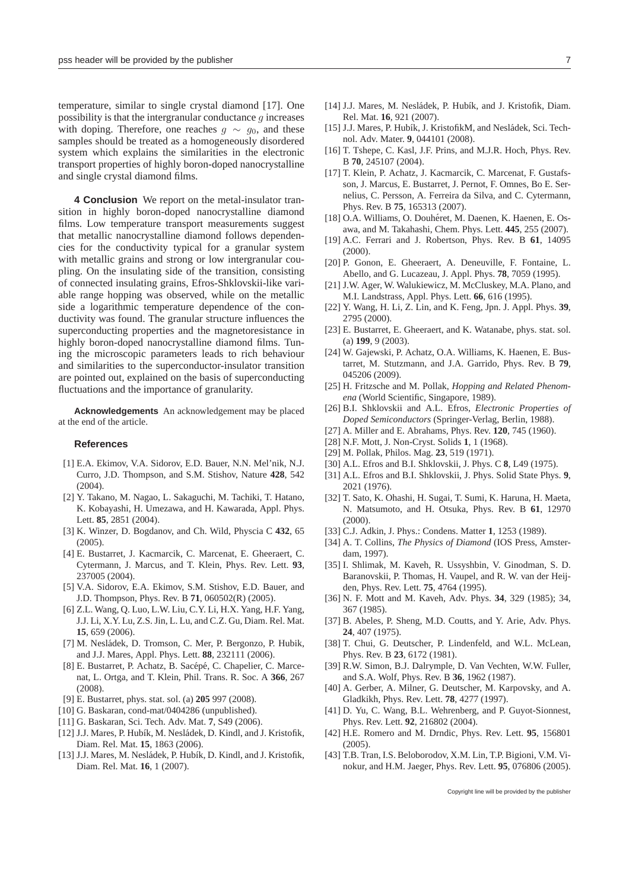temperature, similar to single crystal diamond [17]. One possibility is that the intergranular conductance $g$ increases with doping. Therefore, one reaches $g \sim g_0$, and these samples should be treated as a homogeneously disordered system which explains the similarities in the electronic transport properties of highly boron-doped nanocrystalline and single crystal diamond films.

**4 Conclusion** We report on the metal-insulator transition in highly boron-doped nanocrystalline diamond films. Low temperature transport measurements suggest that metallic nanocrystalline diamond follows dependencies for the conductivity typical for a granular system with metallic grains and strong or low intergranular coupling. On the insulating side of the transition, consisting of connected insulating grains, Efros-Shklovskii-like variable range hopping was observed, while on the metallic side a logarithmic temperature dependence of the conductivity was found. The granular structure influences the superconducting properties and the magnetoresistance in highly boron-doped nanocrystalline diamond films. Tuning the microscopic parameters leads to rich behaviour and similarities to the superconductor-insulator transition are pointed out, explained on the basis of superconducting fluctuations and the importance of granularity.

**Acknowledgements** An acknowledgement may be placed at the end of the article.

### References

[1] E.A. Ekimov, V.A. Sidorov, E.D. Bauer, N.N. Mel'nik, N.J. Curro, J.D. Thompson, and S.M. Stishov, Nature **428**, 542 (2004).
[2] Y. Takano, M. Nagao, L. Sakaguchi, M. Tachiki, T. Hatano, K. Kobayashi, H. Umezawa, and H. Kawarada, Appl. Phys. Lett. **85**, 2851 (2004).
[3] K. Winzer, D. Bogdanov, and Ch. Wild, Physcia C **432**, 65 (2005).
[4] E. Bustarret, J. Kacmarcik, C. Marcenat, E. Gheeraert, C. Cytermann, J. Marcus, and T. Klein, Phys. Rev. Lett. **93**, 237005 (2004).
[5] V.A. Sidorov, E.A. Ekimov, S.M. Stishov, E.D. Bauer, and J.D. Thompson, Phys. Rev. B **71**, 060502(R) (2005).
[6] Z.L. Wang, Q. Luo, L.W. Liu, C.Y. Li, H.X. Yang, H.F. Yang, J.J. Li, X.Y. Lu, Z.S. Jin, L. Lu, and C.Z. Gu, Diam. Rel. Mat. **15**, 659 (2006).
[7] M. Nesládek, D. Tromson, C. Mer, P. Bergonzo, P. Hubik, and J.J. Mares, Appl. Phys. Lett. **88**, 232111 (2006).
[8] E. Bustarret, P. Achatz, B. Sacépé, C. Chapelier, C. Marcenat, L. Ortga, and T. Klein, Phil. Trans. R. Soc. A **366**, 267 (2008).
[9] E. Bustarret, phys. stat. sol. (a) **205** 997 (2008).
[10] G. Baskaran, cond-mat/0404286 (unpublished).
[11] G. Baskaran, Sci. Tech. Adv. Mat. **7**, S49 (2006).
[12] J.J. Mares, P. Hubík, M. Nesládek, D. Kindl, and J. Kristofik, Diam. Rel. Mat. **15**, 1863 (2006).
[13] J.J. Mares, M. Nesládek, P. Hubík, D. Kindl, and J. Kristofik, Diam. Rel. Mat. **16**, 1 (2007).
[14] J.J. Mares, M. Nesládek, P. Hubík, and J. Kristofik, Diam. Rel. Mat. **16**, 921 (2007).
[15] J.J. Mares, P. Hubík, J. KristofikM, and Nesládek, Sci. Technol. Adv. Mater. **9**, 044101 (2008).
[16] T. Tshepe, C. Kasl, J.F. Prins, and M.J.R. Hoch, Phys. Rev. B **70**, 245107 (2004).
[17] T. Klein, P. Achatz, J. Kacmarcik, C. Marcenat, F. Gustafsson, J. Marcus, E. Bustarret, J. Pernot, F. Omnes, Bo E. Sernelius, C. Persson, A. Ferreira da Silva, and C. Cytermann, Phys. Rev. B **75**, 165313 (2007).
[18] O.A. Williams, O. Douhéret, M. Daenen, K. Haenen, E. Osawa, and M. Takahashi, Chem. Phys. Lett. **445**, 255 (2007).
[19] A.C. Ferrari and J. Robertson, Phys. Rev. B **61**, 14095 (2000).
[20] P. Gonon, E. Gheeraert, A. Deneuville, F. Fontaine, L. Abello, and G. Lucazeau, J. Appl. Phys. **78**, 7059 (1995).
[21] J.W. Ager, W. Walukiewicz, M. McCluskey, M.A. Plano, and M.I. Landstrass, Appl. Phys. Lett. **66**, 616 (1995).
[22] Y. Wang, H. Li, Z. Lin, and K. Feng, Jpn. J. Appl. Phys. **39**, 2795 (2000).
[23] E. Bustarret, E. Gheeraert, and K. Watanabe, phys. stat. sol. (a) **199**, 9 (2003).
[24] W. Gajewski, P. Achatz, O.A. Williams, K. Haenen, E. Bustarret, M. Stutzmann, and J.A. Garrido, Phys. Rev. B **79**, 045206 (2009).
[25] H. Fritzsche and M. Pollak, *Hopping and Related Phenomena* (World Scientific, Singapore, 1989).
[26] B.I. Shklovskii and A.L. Efros, *Electronic Properties of Doped Semiconductors* (Springer-Verlag, Berlin, 1988).
[27] A. Miller and E. Abrahams, Phys. Rev. **120**, 745 (1960).
[28] N.F. Mott, J. Non-Cryst. Solids **1**, 1 (1968).
[29] M. Pollak, Philos. Mag. **23**, 519 (1971).
[30] A.L. Efros and B.I. Shklovskii, J. Phys. C **8**, L49 (1975).
[31] A.L. Efros and B.I. Shklovskii, J. Phys. Solid State Phys. **9**, 2021 (1976).
[32] T. Sato, K. Ohashi, H. Sugai, T. Sumi, K. Haruna, H. Maeta, N. Matsumoto, and H. Otsuka, Phys. Rev. B **61**, 12970 (2000).
[33] C.J. Adkin, J. Phys.: Condens. Matter **1**, 1253 (1989).
[34] A. T. Collins, *The Physics of Diamond* (IOS Press, Amsterdam, 1997).
[35] I. Shlimak, M. Kaveh, R. Ussyshbin, V. Ginodman, S. D. Baranovskii, P. Thomas, H. Vaupel, and R. W. van der Heijden, Phys. Rev. Lett. **75**, 4764 (1995).
[36] N. F. Mott and M. Kaveh, Adv. Phys. **34**, 329 (1985); 34, 367 (1985).
[37] B. Abeles, P. Sheng, M.D. Coutts, and Y. Arie, Adv. Phys. **24**, 407 (1975).
[38] T. Chui, G. Deutscher, P. Lindenfeld, and W.L. McLean, Phys. Rev. B **23**, 6172 (1981).
[39] R.W. Simon, B.J. Dalrymple, D. Van Vechten, W.W. Fuller, and S.A. Wolf, Phys. Rev. B **36**, 1962 (1987).
[40] A. Gerber, A. Milner, G. Deutscher, M. Karpovsky, and A. Gladkikh, Phys. Rev. Lett. **78**, 4277 (1997).
[41] D. Yu, C. Wang, B.L. Wehrenberg, and P. Guyot-Sionnest, Phys. Rev. Lett. **92**, 216802 (2004).
[42] H.E. Romero and M. Drndic, Phys. Rev. Lett. **95**, 156801 (2005).
[43] T.B. Tran, I.S. Beloborodov, X.M. Lin, T.P. Bigioni, V.M. Vinokur, and H.M. Jaeger, Phys. Rev. Lett. **95**, 076806 (2005).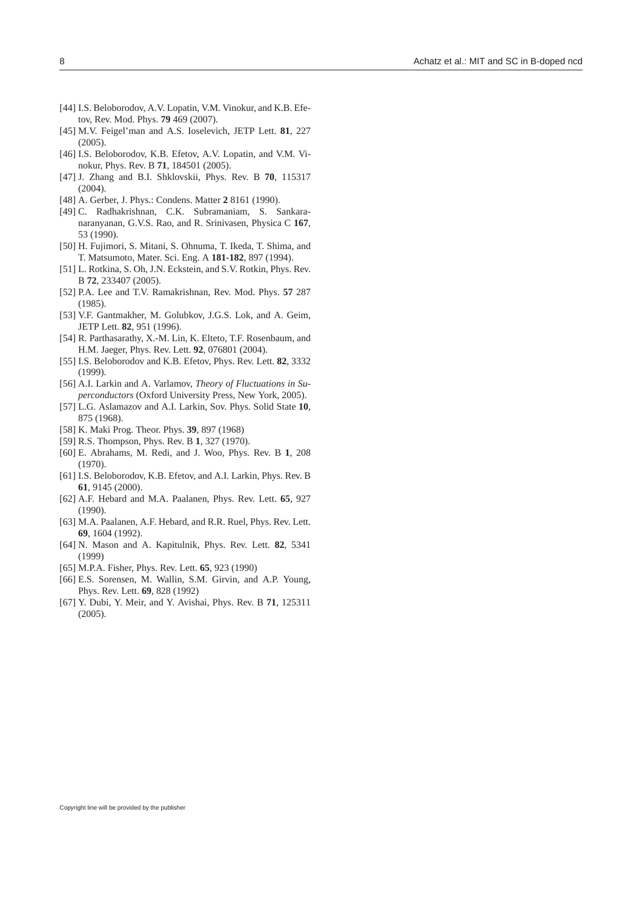[44] I.S. Beloborodov, A.V. Lopatin, V.M. Vinokur, and K.B. Efetov, Rev. Mod. Phys. **79** 469 (2007).

[45] M.V. Feigel'man and A.S. Ioselevich, JETP Lett. **81**, 227 (2005).

[46] I.S. Beloborodov, K.B. Efetov, A.V. Lopatin, and V.M. Vinokur, Phys. Rev. B **71**, 184501 (2005).

[47] J. Zhang and B.I. Shklovskii, Phys. Rev. B **70**, 115317 (2004).

[48] A. Gerber, J. Phys.: Condens. Matter **2** 8161 (1990).

[49] C. Radhakrishnan, C.K. Subramaniam, S. Sankaranaranyanan, G.V.S. Rao, and R. Srinivasen, Physica C **167**, 53 (1990).

[50] H. Fujimori, S. Mitani, S. Ohnuma, T. Ikeda, T. Shima, and T. Matsumoto, Mater. Sci. Eng. A **181-182**, 897 (1994).

[51] L. Rotkina, S. Oh, J.N. Eckstein, and S.V. Rotkin, Phys. Rev. B **72**, 233407 (2005).

[52] P.A. Lee and T.V. Ramakrishnan, Rev. Mod. Phys. **57** 287 (1985).

[53] V.F. Gantmakher, M. Golubkov, J.G.S. Lok, and A. Geim, JETP Lett. **82**, 951 (1996).

[54] R. Parthasarathy, X.-M. Lin, K. Elteto, T.F. Rosenbaum, and H.M. Jaeger, Phys. Rev. Lett. **92**, 076801 (2004).

[55] I.S. Beloborodov and K.B. Efetov, Phys. Rev. Lett. **82**, 3332 (1999).

[56] A.I. Larkin and A. Varlamov, *Theory of Fluctuations in Superconductors* (Oxford University Press, New York, 2005).

[57] L.G. Aslamazov and A.I. Larkin, Sov. Phys. Solid State **10**, 875 (1968).

[58] K. Maki Prog. Theor. Phys. **39**, 897 (1968)

[59] R.S. Thompson, Phys. Rev. B **1**, 327 (1970).

[60] E. Abrahams, M. Redi, and J. Woo, Phys. Rev. B **1**, 208 (1970).

[61] I.S. Beloborodov, K.B. Efetov, and A.I. Larkin, Phys. Rev. B **61**, 9145 (2000).

[62] A.F. Hebard and M.A. Paalanen, Phys. Rev. Lett. **65**, 927 (1990).

[63] M.A. Paalanen, A.F. Hebard, and R.R. Ruel, Phys. Rev. Lett. **69**, 1604 (1992).

[64] N. Mason and A. Kapitulnik, Phys. Rev. Lett. **82**, 5341 (1999)

[65] M.P.A. Fisher, Phys. Rev. Lett. **65**, 923 (1990)

[66] E.S. Sorensen, M. Wallin, S.M. Girvin, and A.P. Young, Phys. Rev. Lett. **69**, 828 (1992)

[67] Y. Dubi, Y. Meir, and Y. Avishai, Phys. Rev. B **71**, 125311 (2005).